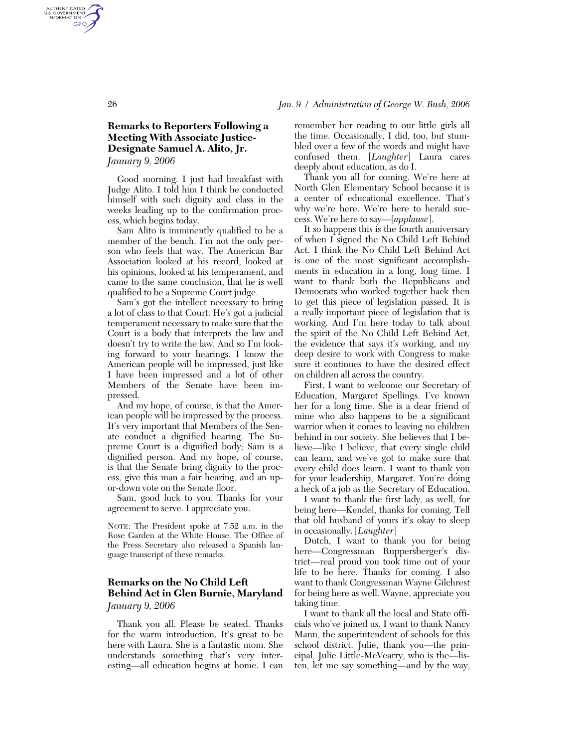## Remarks to Reporters Following a Meeting With Associate Justice-Designate Samuel A. Alito, Jr.

*January 9, 2006*

Good morning. I just had breakfast with Judge Alito. I told him I think he conducted himself with such dignity and class in the weeks leading up to the confirmation process, which begins today.

Sam Alito is imminently qualified to be a member of the bench. I'm not the only person who feels that way. The American Bar Association looked at his record, looked at his opinions, looked at his temperament, and came to the same conclusion, that he is well qualified to be a Supreme Court judge.

Sam's got the intellect necessary to bring a lot of class to that Court. He's got a judicial temperament necessary to make sure that the Court is a body that interprets the law and doesn't try to write the law. And so I'm looking forward to your hearings. I know the American people will be impressed, just like I have been impressed and a lot of other Members of the Senate have been impressed.

And my hope, of course, is that the American people will be impressed by the process. It's very important that Members of the Senate conduct a dignified hearing. The Supreme Court is a dignified body; Sam is a dignified person. And my hope, of course, is that the Senate bring dignity to the process, give this man a fair hearing, and an up-or-down vote on the Senate floor.

Sam, good luck to you. Thanks for your agreement to serve. I appreciate you.

NOTE: The President spoke at 7:52 a.m. in the Rose Garden at the White House. The Office of the Press Secretary also released a Spanish language transcript of these remarks.

## Remarks on the No Child Left Behind Act in Glen Burnie, Maryland

*January 9, 2006*

Thank you all. Please be seated. Thanks for the warm introduction. It's great to be here with Laura. She is a fantastic mom. She understands something that's very interesting—all education begins at home. I can remember her reading to our little girls all the time. Occasionally, I did, too, but stumbled over a few of the words and might have confused them. [*Laughter*] Laura cares deeply about education, as do I.

Thank you all for coming. We're here at North Glen Elementary School because it is a center of educational excellence. That's why we're here. We're here to herald success. We're here to say—[*applause*].

It so happens this is the fourth anniversary of when I signed the No Child Left Behind Act. I think the No Child Left Behind Act is one of the most significant accomplishments in education in a long, long time. I want to thank both the Republicans and Democrats who worked together back then to get this piece of legislation passed. It is a really important piece of legislation that is working. And I'm here today to talk about the spirit of the No Child Left Behind Act, the evidence that says it's working, and my deep desire to work with Congress to make sure it continues to have the desired effect on children all across the country.

First, I want to welcome our Secretary of Education, Margaret Spellings. I've known her for a long time. She is a dear friend of mine who also happens to be a significant warrior when it comes to leaving no children behind in our society. She believes that I believe—like I believe, that every single child can learn, and we've got to make sure that every child does learn. I want to thank you for your leadership, Margaret. You're doing a heck of a job as the Secretary of Education.

I want to thank the first lady, as well, for being here—Kendel, thanks for coming. Tell that old husband of yours it's okay to sleep in occasionally. [*Laughter*]

Dutch, I want to thank you for being here—Congressman Ruppersberger's district—real proud you took time out of your life to be here. Thanks for coming. I also want to thank Congressman Wayne Gilchrest for being here as well. Wayne, appreciate you taking time.

I want to thank all the local and State officials who've joined us. I want to thank Nancy Mann, the superintendent of schools for this school district. Julie, thank you—the principal, Julie Little-McVearry, who is the—listen, let me say something—and by the way,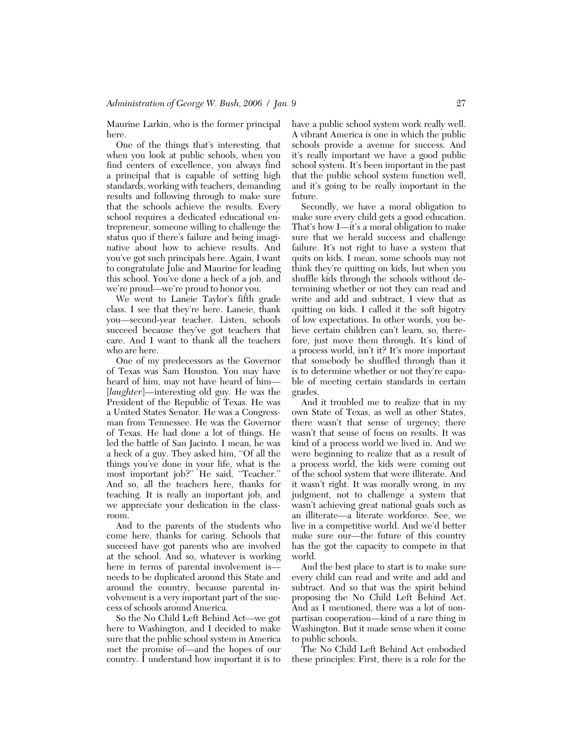Maurine Larkin, who is the former principal here.

One of the things that's interesting, that when you look at public schools, when you find centers of excellence, you always find a principal that is capable of setting high standards, working with teachers, demanding results and following through to make sure that the schools achieve the results. Every school requires a dedicated educational entrepreneur, someone willing to challenge the status quo if there's failure and being imaginative about how to achieve results. And you've got such principals here. Again, I want to congratulate Julie and Maurine for leading this school. You've done a heck of a job, and we're proud—we're proud to honor you.

We went to Laneie Taylor's fifth grade class. I see that they're here. Laneie, thank you—second-year teacher. Listen, schools succeed because they've got teachers that care. And I want to thank all the teachers who are here.

One of my predecessors as the Governor of Texas was Sam Houston. You may have heard of him, may not have heard of him—[*laughter*]—interesting old guy. He was the President of the Republic of Texas. He was a United States Senator. He was a Congressman from Tennessee. He was the Governor of Texas. He had done a lot of things. He led the battle of San Jacinto. I mean, he was a heck of a guy. They asked him, "Of all the things you've done in your life, what is the most important job?" He said, "Teacher." And so, all the teachers here, thanks for teaching. It is really an important job, and we appreciate your dedication in the classroom.

And to the parents of the students who come here, thanks for caring. Schools that succeed have got parents who are involved at the school. And so, whatever is working here in terms of parental involvement is—needs to be duplicated around this State and around the country, because parental involvement is a very important part of the success of schools around America.

So the No Child Left Behind Act—we got here to Washington, and I decided to make sure that the public school system in America met the promise of—and the hopes of our country. I understand how important it is to have a public school system work really well. A vibrant America is one in which the public schools provide a avenue for success. And it's really important we have a good public school system. It's been important in the past that the public school system function well, and it's going to be really important in the future.

Secondly, we have a moral obligation to make sure every child gets a good education. That's how I—it's a moral obligation to make sure that we herald success and challenge failure. It's not right to have a system that quits on kids. I mean, some schools may not think they're quitting on kids, but when you shuffle kids through the schools without determining whether or not they can read and write and add and subtract, I view that as quitting on kids. I called it the soft bigotry of low expectations. In other words, you believe certain children can't learn, so, therefore, just move them through. It's kind of a process world, isn't it? It's more important that somebody be shuffled through than it is to determine whether or not they're capable of meeting certain standards in certain grades.

And it troubled me to realize that in my own State of Texas, as well as other States, there wasn't that sense of urgency; there wasn't that sense of focus on results. It was kind of a process world we lived in. And we were beginning to realize that as a result of a process world, the kids were coming out of the school system that were illiterate. And it wasn't right. It was morally wrong, in my judgment, not to challenge a system that wasn't achieving great national goals such as an illiterate—a literate workforce. See, we live in a competitive world. And we'd better make sure our—the future of this country has the got the capacity to compete in that world.

And the best place to start is to make sure every child can read and write and add and subtract. And so that was the spirit behind proposing the No Child Left Behind Act. And as I mentioned, there was a lot of nonpartisan cooperation—kind of a rare thing in Washington. But it made sense when it come to public schools.

The No Child Left Behind Act embodied these principles: First, there is a role for the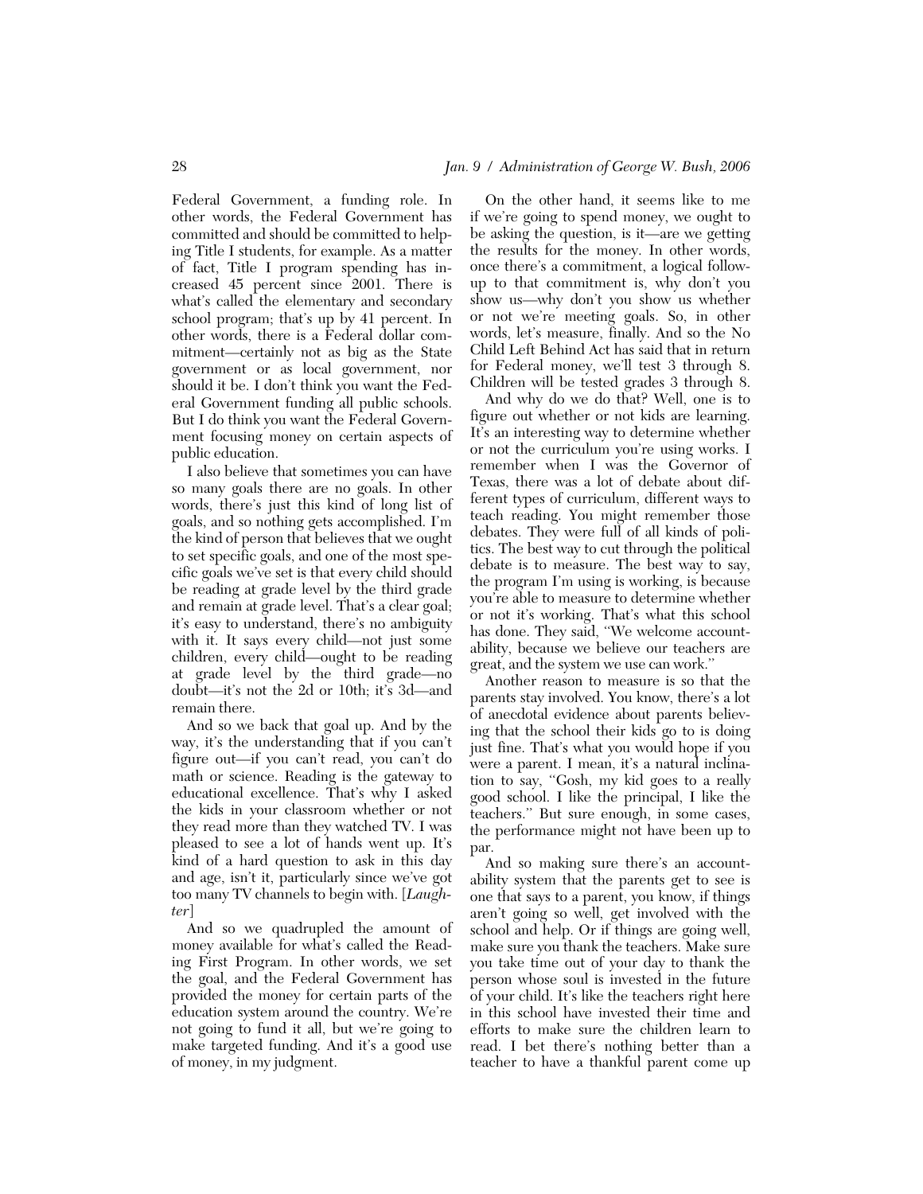Federal Government, a funding role. In other words, the Federal Government has committed and should be committed to helping Title I students, for example. As a matter of fact, Title I program spending has increased 45 percent since 2001. There is what's called the elementary and secondary school program; that's up by 41 percent. In other words, there is a Federal dollar commitment—certainly not as big as the State government or as local government, nor should it be. I don't think you want the Federal Government funding all public schools. But I do think you want the Federal Government focusing money on certain aspects of public education.

I also believe that sometimes you can have so many goals there are no goals. In other words, there's just this kind of long list of goals, and so nothing gets accomplished. I'm the kind of person that believes that we ought to set specific goals, and one of the most specific goals we've set is that every child should be reading at grade level by the third grade and remain at grade level. That's a clear goal; it's easy to understand, there's no ambiguity with it. It says every child—not just some children, every child—ought to be reading at grade level by the third grade—no doubt—it's not the 2d or 10th; it's 3d—and remain there.

And so we back that goal up. And by the way, it's the understanding that if you can't figure out—if you can't read, you can't do math or science. Reading is the gateway to educational excellence. That's why I asked the kids in your classroom whether or not they read more than they watched TV. I was pleased to see a lot of hands went up. It's kind of a hard question to ask in this day and age, isn't it, particularly since we've got too many TV channels to begin with. [*Laughter*]

And so we quadrupled the amount of money available for what's called the Reading First Program. In other words, we set the goal, and the Federal Government has provided the money for certain parts of the education system around the country. We're not going to fund it all, but we're going to make targeted funding. And it's a good use of money, in my judgment.

On the other hand, it seems like to me if we're going to spend money, we ought to be asking the question, is it—are we getting the results for the money. In other words, once there's a commitment, a logical followup to that commitment is, why don't you show us—why don't you show us whether or not we're meeting goals. So, in other words, let's measure, finally. And so the No Child Left Behind Act has said that in return for Federal money, we'll test 3 through 8. Children will be tested grades 3 through 8.

And why do we do that? Well, one is to figure out whether or not kids are learning. It's an interesting way to determine whether or not the curriculum you're using works. I remember when I was the Governor of Texas, there was a lot of debate about different types of curriculum, different ways to teach reading. You might remember those debates. They were full of all kinds of politics. The best way to cut through the political debate is to measure. The best way to say, the program I'm using is working, is because you're able to measure to determine whether or not it's working. That's what this school has done. They said, "We welcome accountability, because we believe our teachers are great, and the system we use can work."

Another reason to measure is so that the parents stay involved. You know, there's a lot of anecdotal evidence about parents believing that the school their kids go to is doing just fine. That's what you would hope if you were a parent. I mean, it's a natural inclination to say, "Gosh, my kid goes to a really good school. I like the principal, I like the teachers." But sure enough, in some cases, the performance might not have been up to par.

And so making sure there's an accountability system that the parents get to see is one that says to a parent, you know, if things aren't going so well, get involved with the school and help. Or if things are going well, make sure you thank the teachers. Make sure you take time out of your day to thank the person whose soul is invested in the future of your child. It's like the teachers right here in this school have invested their time and efforts to make sure the children learn to read. I bet there's nothing better than a teacher to have a thankful parent come up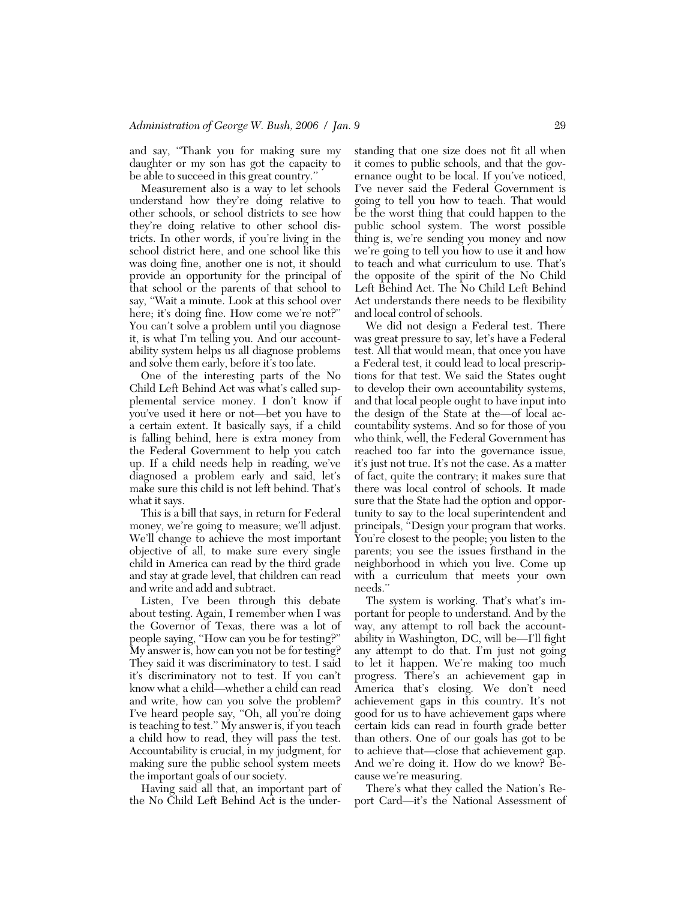and say, "Thank you for making sure my daughter or my son has got the capacity to be able to succeed in this great country."

Measurement also is a way to let schools understand how they're doing relative to other schools, or school districts to see how they're doing relative to other school districts. In other words, if you're living in the school district here, and one school like this was doing fine, another one is not, it should provide an opportunity for the principal of that school or the parents of that school to say, "Wait a minute. Look at this school over here; it's doing fine. How come we're not?" You can't solve a problem until you diagnose it, is what I'm telling you. And our accountability system helps us all diagnose problems and solve them early, before it's too late.

One of the interesting parts of the No Child Left Behind Act was what's called supplemental service money. I don't know if you've used it here or not—bet you have to a certain extent. It basically says, if a child is falling behind, here is extra money from the Federal Government to help you catch up. If a child needs help in reading, we've diagnosed a problem early and said, let's make sure this child is not left behind. That's what it says.

This is a bill that says, in return for Federal money, we're going to measure; we'll adjust. We'll change to achieve the most important objective of all, to make sure every single child in America can read by the third grade and stay at grade level, that children can read and write and add and subtract.

Listen, I've been through this debate about testing. Again, I remember when I was the Governor of Texas, there was a lot of people saying, "How can you be for testing?" My answer is, how can you not be for testing? They said it was discriminatory to test. I said it's discriminatory not to test. If you can't know what a child—whether a child can read and write, how can you solve the problem? I've heard people say, "Oh, all you're doing is teaching to test." My answer is, if you teach a child how to read, they will pass the test. Accountability is crucial, in my judgment, for making sure the public school system meets the important goals of our society.

Having said all that, an important part of the No Child Left Behind Act is the understanding that one size does not fit all when it comes to public schools, and that the governance ought to be local. If you've noticed, I've never said the Federal Government is going to tell you how to teach. That would be the worst thing that could happen to the public school system. The worst possible thing is, we're sending you money and now we're going to tell you how to use it and how to teach and what curriculum to use. That's the opposite of the spirit of the No Child Left Behind Act. The No Child Left Behind Act understands there needs to be flexibility and local control of schools.

We did not design a Federal test. There was great pressure to say, let's have a Federal test. All that would mean, that once you have a Federal test, it could lead to local prescriptions for that test. We said the States ought to develop their own accountability systems, and that local people ought to have input into the design of the State at the—of local accountability systems. And so for those of you who think, well, the Federal Government has reached too far into the governance issue, it's just not true. It's not the case. As a matter of fact, quite the contrary; it makes sure that there was local control of schools. It made sure that the State had the option and opportunity to say to the local superintendent and principals, "Design your program that works. You're closest to the people; you listen to the parents; you see the issues firsthand in the neighborhood in which you live. Come up with a curriculum that meets your own needs."

The system is working. That's what's important for people to understand. And by the way, any attempt to roll back the accountability in Washington, DC, will be—I'll fight any attempt to do that. I'm just not going to let it happen. We're making too much progress. There's an achievement gap in America that's closing. We don't need achievement gaps in this country. It's not good for us to have achievement gaps where certain kids can read in fourth grade better than others. One of our goals has got to be to achieve that—close that achievement gap. And we're doing it. How do we know? Because we're measuring.

There's what they called the Nation's Report Card—it's the National Assessment of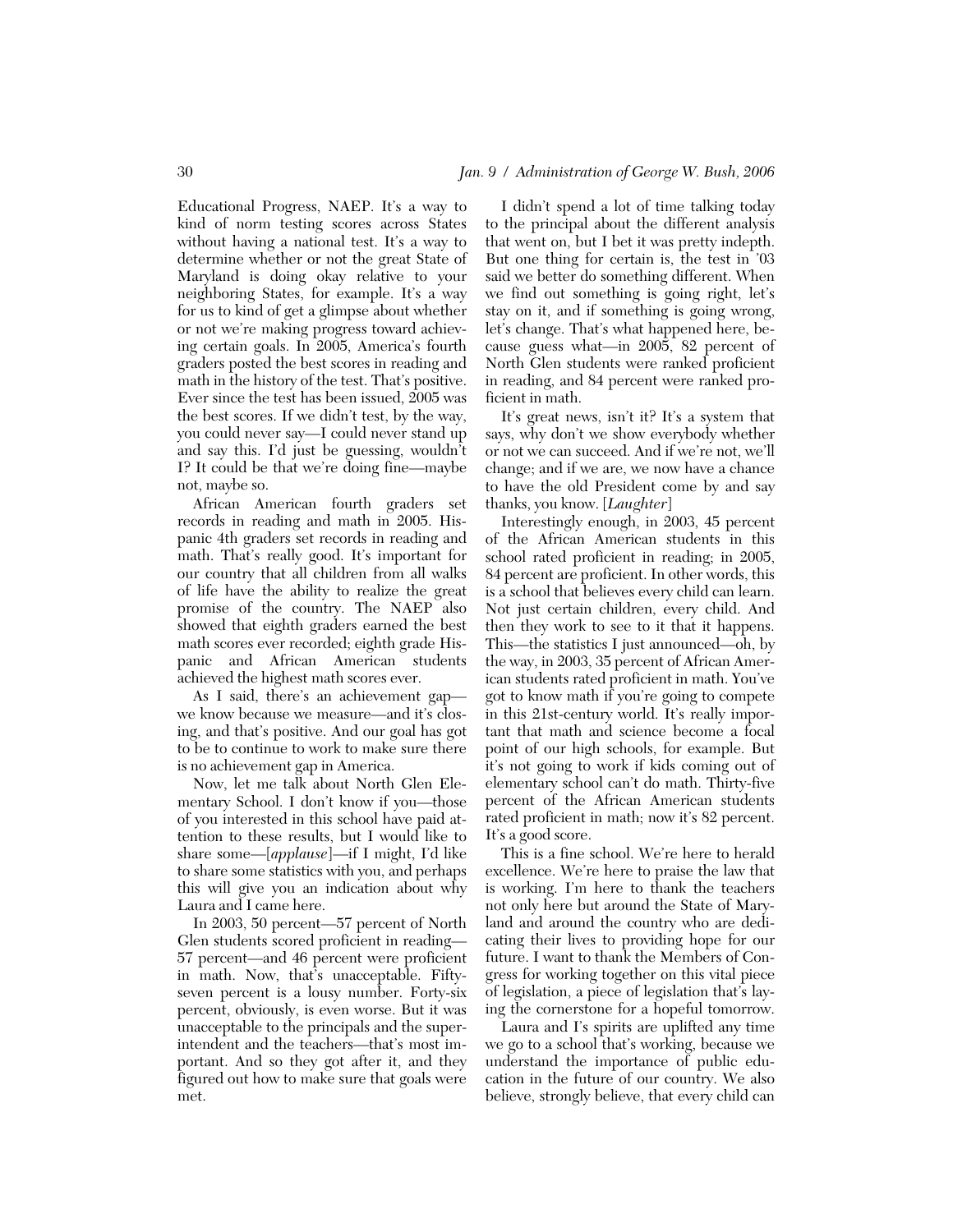Educational Progress, NAEP. It's a way to kind of norm testing scores across States without having a national test. It's a way to determine whether or not the great State of Maryland is doing okay relative to your neighboring States, for example. It's a way for us to kind of get a glimpse about whether or not we're making progress toward achieving certain goals. In 2005, America's fourth graders posted the best scores in reading and math in the history of the test. That's positive. Ever since the test has been issued, 2005 was the best scores. If we didn't test, by the way, you could never say—I could never stand up and say this. I'd just be guessing, wouldn't I? It could be that we're doing fine—maybe not, maybe so.

African American fourth graders set records in reading and math in 2005. Hispanic 4th graders set records in reading and math. That's really good. It's important for our country that all children from all walks of life have the ability to realize the great promise of the country. The NAEP also showed that eighth graders earned the best math scores ever recorded; eighth grade Hispanic and African American students achieved the highest math scores ever.

As I said, there's an achievement gap—we know because we measure—and it's closing, and that's positive. And our goal has got to be to continue to work to make sure there is no achievement gap in America.

Now, let me talk about North Glen Elementary School. I don't know if you—those of you interested in this school have paid attention to these results, but I would like to share some—[*applause*]—if I might, I'd like to share some statistics with you, and perhaps this will give you an indication about why Laura and I came here.

In 2003, 50 percent—57 percent of North Glen students scored proficient in reading—57 percent—and 46 percent were proficient in math. Now, that's unacceptable. Fifty-seven percent is a lousy number. Forty-six percent, obviously, is even worse. But it was unacceptable to the principals and the superintendent and the teachers—that's most important. And so they got after it, and they figured out how to make sure that goals were met.

I didn't spend a lot of time talking today to the principal about the different analysis that went on, but I bet it was pretty indepth. But one thing for certain is, the test in '03 said we better do something different. When we find out something is going right, let's stay on it, and if something is going wrong, let's change. That's what happened here, because guess what—in 2005, 82 percent of North Glen students were ranked proficient in reading, and 84 percent were ranked proficient in math.

It's great news, isn't it? It's a system that says, why don't we show everybody whether or not we can succeed. And if we're not, we'll change; and if we are, we now have a chance to have the old President come by and say thanks, you know. [*Laughter*]

Interestingly enough, in 2003, 45 percent of the African American students in this school rated proficient in reading; in 2005, 84 percent are proficient. In other words, this is a school that believes every child can learn. Not just certain children, every child. And then they work to see to it that it happens. This—the statistics I just announced—oh, by the way, in 2003, 35 percent of African American students rated proficient in math. You've got to know math if you're going to compete in this 21st-century world. It's really important that math and science become a focal point of our high schools, for example. But it's not going to work if kids coming out of elementary school can't do math. Thirty-five percent of the African American students rated proficient in math; now it's 82 percent. It's a good score.

This is a fine school. We're here to herald excellence. We're here to praise the law that is working. I'm here to thank the teachers not only here but around the State of Maryland and around the country who are dedicating their lives to providing hope for our future. I want to thank the Members of Congress for working together on this vital piece of legislation, a piece of legislation that's laying the cornerstone for a hopeful tomorrow.

Laura and I's spirits are uplifted any time we go to a school that's working, because we understand the importance of public education in the future of our country. We also believe, strongly believe, that every child can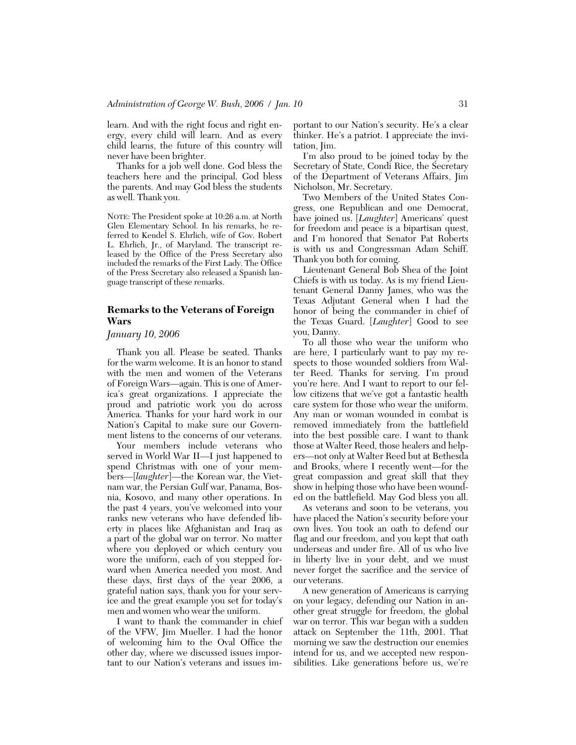learn. And with the right focus and right energy, every child will learn. And as every child learns, the future of this country will never have been brighter.

Thanks for a job well done. God bless the teachers here and the principal. God bless the parents. And may God bless the students as well. Thank you.

NOTE: The President spoke at 10:26 a.m. at North Glen Elementary School. In his remarks, he referred to Kendel S. Ehrlich, wife of Gov. Robert L. Ehrlich, Jr., of Maryland. The transcript released by the Office of the Press Secretary also included the remarks of the First Lady. The Office of the Press Secretary also released a Spanish language transcript of these remarks.

## Remarks to the Veterans of Foreign Wars

*January 10, 2006*

Thank you all. Please be seated. Thanks for the warm welcome. It is an honor to stand with the men and women of the Veterans of Foreign Wars—again. This is one of America's great organizations. I appreciate the proud and patriotic work you do across America. Thanks for your hard work in our Nation's Capital to make sure our Government listens to the concerns of our veterans.

Your members include veterans who served in World War II—I just happened to spend Christmas with one of your members—[*laughter*]—the Korean war, the Vietnam war, the Persian Gulf war, Panama, Bosnia, Kosovo, and many other operations. In the past 4 years, you've welcomed into your ranks new veterans who have defended liberty in places like Afghanistan and Iraq as a part of the global war on terror. No matter where you deployed or which century you wore the uniform, each of you stepped forward when America needed you most. And these days, first days of the year 2006, a grateful nation says, thank you for your service and the great example you set for today's men and women who wear the uniform.

I want to thank the commander in chief of the VFW, Jim Mueller. I had the honor of welcoming him to the Oval Office the other day, where we discussed issues important to our Nation's veterans and issues important to our Nation's security. He's a clear thinker. He's a patriot. I appreciate the invitation, Jim.

I'm also proud to be joined today by the Secretary of State, Condi Rice, the Secretary of the Department of Veterans Affairs, Jim Nicholson, Mr. Secretary.

Two Members of the United States Congress, one Republican and one Democrat, have joined us. [*Laughter*] Americans' quest for freedom and peace is a bipartisan quest, and I'm honored that Senator Pat Roberts is with us and Congressman Adam Schiff. Thank you both for coming.

Lieutenant General Bob Shea of the Joint Chiefs is with us today. As is my friend Lieutenant General Danny James, who was the Texas Adjutant General when I had the honor of being the commander in chief of the Texas Guard. [*Laughter*] Good to see you, Danny.

To all those who wear the uniform who are here, I particularly want to pay my respects to those wounded soldiers from Walter Reed. Thanks for serving. I'm proud you're here. And I want to report to our fellow citizens that we've got a fantastic health care system for those who wear the uniform. Any man or woman wounded in combat is removed immediately from the battlefield into the best possible care. I want to thank those at Walter Reed, those healers and helpers—not only at Walter Reed but at Bethesda and Brooks, where I recently went—for the great compassion and great skill that they show in helping those who have been wounded on the battlefield. May God bless you all.

As veterans and soon to be veterans, you have placed the Nation's security before your own lives. You took an oath to defend our flag and our freedom, and you kept that oath underseas and under fire. All of us who live in liberty live in your debt, and we must never forget the sacrifice and the service of our veterans.

A new generation of Americans is carrying on your legacy, defending our Nation in another great struggle for freedom, the global war on terror. This war began with a sudden attack on September the 11th, 2001. That morning we saw the destruction our enemies intend for us, and we accepted new responsibilities. Like generations before us, we're